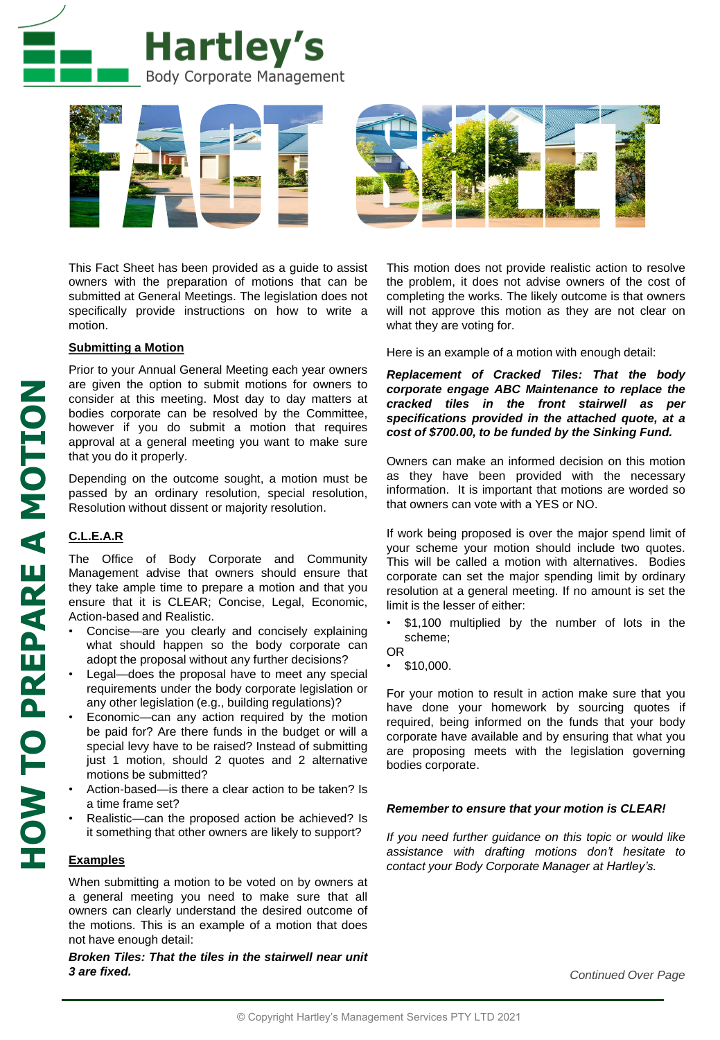# Hartley's Body Corporate Management

# FACT SHEET

# HOW TO PREPARE A MOTION

This Fact Sheet has been provided as a guide to assist owners with the preparation of motions that can be submitted at General Meetings. The legislation does not specifically provide instructions on how to write a motion.

## Submitting a Motion

Prior to your Annual General Meeting each year owners are given the option to submit motions for owners to consider at this meeting. Most day to day matters at bodies corporate can be resolved by the Committee, however if you do submit a motion that requires approval at a general meeting you want to make sure that you do it properly.

Depending on the outcome sought, a motion must be passed by an ordinary resolution, special resolution, Resolution without dissent or majority resolution.

## C.L.E.A.R

The Office of Body Corporate and Community Management advise that owners should ensure that they take ample time to prepare a motion and that you ensure that it is CLEAR; Concise, Legal, Economic, Action-based and Realistic.

- Concise—are you clearly and concisely explaining what should happen so the body corporate can adopt the proposal without any further decisions?
- Legal—does the proposal have to meet any special requirements under the body corporate legislation or any other legislation (e.g., building regulations)?
- Economic—can any action required by the motion be paid for? Are there funds in the budget or will a special levy have to be raised? Instead of submitting just 1 motion, should 2 quotes and 2 alternative motions be submitted?
- Action-based—is there a clear action to be taken? Is a time frame set?
- Realistic—can the proposed action be achieved? Is it something that other owners are likely to support?

## Examples

When submitting a motion to be voted on by owners at a general meeting you need to make sure that all owners can clearly understand the desired outcome of the motions. This is an example of a motion that does not have enough detail:

***Broken Tiles: That the tiles in the stairwell near unit 3 are fixed.***

This motion does not provide realistic action to resolve the problem, it does not advise owners of the cost of completing the works. The likely outcome is that owners will not approve this motion as they are not clear on what they are voting for.

Here is an example of a motion with enough detail:

***Replacement of Cracked Tiles: That the body corporate engage ABC Maintenance to replace the cracked tiles in the front stairwell as per specifications provided in the attached quote, at a cost of $700.00, to be funded by the Sinking Fund.***

Owners can make an informed decision on this motion as they have been provided with the necessary information. It is important that motions are worded so that owners can vote with a YES or NO.

If work being proposed is over the major spend limit of your scheme your motion should include two quotes. This will be called a motion with alternatives. Bodies corporate can set the major spending limit by ordinary resolution at a general meeting. If no amount is set the limit is the lesser of either:

- $1,100 multiplied by the number of lots in the scheme;

OR

- $10,000.

For your motion to result in action make sure that you have done your homework by sourcing quotes if required, being informed on the funds that your body corporate have available and by ensuring that what you are proposing meets with the legislation governing bodies corporate.

***Remember to ensure that your motion is CLEAR!***

*If you need further guidance on this topic or would like assistance with drafting motions don't hesitate to contact your Body Corporate Manager at Hartley's.*

*Continued Over Page*

© Copyright Hartley's Management Services PTY LTD 2021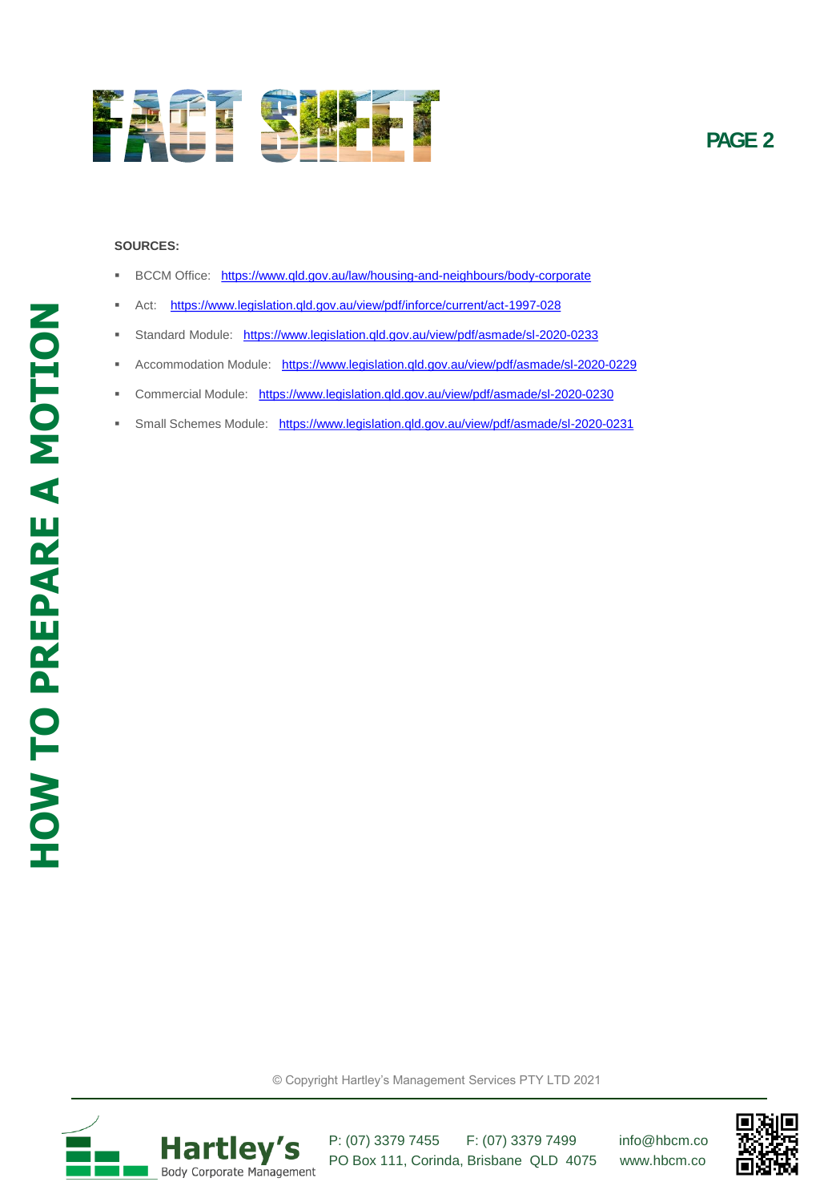**SOURCES:**

- BCCM Office: https://www.qld.gov.au/law/housing-and-neighbours/body-corporate
- Act: https://www.legislation.qld.gov.au/view/pdf/inforce/current/act-1997-028
- Standard Module: https://www.legislation.qld.gov.au/view/pdf/asmade/sl-2020-0233
- Accommodation Module: https://www.legislation.qld.gov.au/view/pdf/asmade/sl-2020-0229
- Commercial Module: https://www.legislation.qld.gov.au/view/pdf/asmade/sl-2020-0230
- Small Schemes Module: https://www.legislation.qld.gov.au/view/pdf/asmade/sl-2020-0231

© Copyright Hartley's Management Services PTY LTD 2021

Hartley's Body Corporate Management

P: (07) 3379 7455 F: (07) 3379 7499
PO Box 111, Corinda, Brisbane QLD 4075
info@hbcm.co
www.hbcm.co